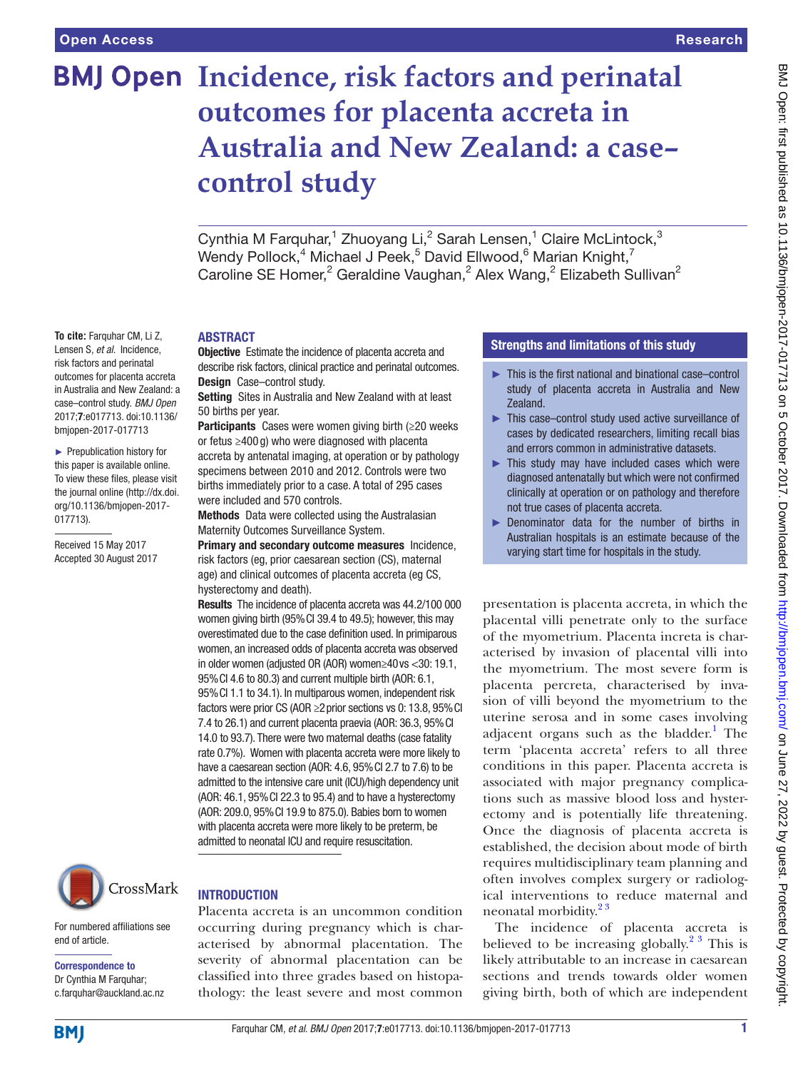# Incidence, risk factors and perinatal outcomes for placenta accreta in Australia and New Zealand: a case–control study

Cynthia M Farquhar,[1] Zhuoyang Li,[2] Sarah Lensen,[1] Claire McLintock,[3] Wendy Pollock,[4] Michael J Peek,[5] David Ellwood,[6] Marian Knight,[7] Caroline SE Homer,[2] Geraldine Vaughan,[2] Alex Wang,[2] Elizabeth Sullivan[2]

**To cite:** Farquhar CM, Li Z, Lensen S, *et al*. Incidence, risk factors and perinatal outcomes for placenta accreta in Australia and New Zealand: a case–control study. *BMJ Open* 2017;**7**:e017713. doi:10.1136/bmjopen-2017-017713

► Prepublication history for this paper is available online. To view these files, please visit the journal online (http://dx.doi.org/10.1136/bmjopen-2017-017713).

Received 15 May 2017
Accepted 30 August 2017

For numbered affiliations see end of article.

**Correspondence to**
Dr Cynthia M Farquhar; c.farquhar@auckland.ac.nz

## ABSTRACT

**Objective** Estimate the incidence of placenta accreta and describe risk factors, clinical practice and perinatal outcomes.

**Design** Case–control study.

**Setting** Sites in Australia and New Zealand with at least 50 births per year.

**Participants** Cases were women giving birth (≥20 weeks or fetus ≥400 g) who were diagnosed with placenta accreta by antenatal imaging, at operation or by pathology specimens between 2010 and 2012. Controls were two births immediately prior to a case. A total of 295 cases were included and 570 controls.

**Methods** Data were collected using the Australasian Maternity Outcomes Surveillance System.

**Primary and secondary outcome measures** Incidence, risk factors (eg, prior caesarean section (CS), maternal age) and clinical outcomes of placenta accreta (eg CS, hysterectomy and death).

**Results** The incidence of placenta accreta was 44.2/100 000 women giving birth (95% CI 39.4 to 49.5); however, this may overestimated due to the case definition used. In primiparous women, an increased odds of placenta accreta was observed in older women (adjusted OR (AOR) women≥40 vs <30: 19.1, 95% CI 4.6 to 80.3) and current multiple birth (AOR: 6.1, 95% CI 1.1 to 34.1). In multiparous women, independent risk factors were prior CS (AOR ≥2 prior sections vs 0: 13.8, 95% CI 7.4 to 26.1) and current placenta praevia (AOR: 36.3, 95% CI 14.0 to 93.7). There were two maternal deaths (case fatality rate 0.7%). Women with placenta accreta were more likely to have a caesarean section (AOR: 4.6, 95% CI 2.7 to 7.6) to be admitted to the intensive care unit (ICU)/high dependency unit (AOR: 46.1, 95% CI 22.3 to 95.4) and to have a hysterectomy (AOR: 209.0, 95% CI 19.9 to 875.0). Babies born to women with placenta accreta were more likely to be preterm, be admitted to neonatal ICU and require resuscitation.

## Strengths and limitations of this study

- ► This is the first national and binational case–control study of placenta accreta in Australia and New Zealand.
- ► This case–control study used active surveillance of cases by dedicated researchers, limiting recall bias and errors common in administrative datasets.
- ► This study may have included cases which were diagnosed antenatally but which were not confirmed clinically at operation or on pathology and therefore not true cases of placenta accreta.
- ► Denominator data for the number of births in Australian hospitals is an estimate because of the varying start time for hospitals in the study.

## INTRODUCTION

Placenta accreta is an uncommon condition occurring during pregnancy which is characterised by abnormal placentation. The severity of abnormal placentation can be classified into three grades based on histopathology: the least severe and most common presentation is placenta accreta, in which the placental villi penetrate only to the surface of the myometrium. Placenta increta is characterised by invasion of placental villi into the myometrium. The most severe form is placenta percreta, characterised by invasion of villi beyond the myometrium to the uterine serosa and in some cases involving adjacent organs such as the bladder.[1] The term 'placenta accreta' refers to all three conditions in this paper. Placenta accreta is associated with major pregnancy complications such as massive blood loss and hysterectomy and is potentially life threatening. Once the diagnosis of placenta accreta is established, the decision about mode of birth requires multidisciplinary team planning and often involves complex surgery or radiological interventions to reduce maternal and neonatal morbidity.[2,3]

The incidence of placenta accreta is believed to be increasing globally.[2,3] This is likely attributable to an increase in caesarean sections and trends towards older women giving birth, both of which are independent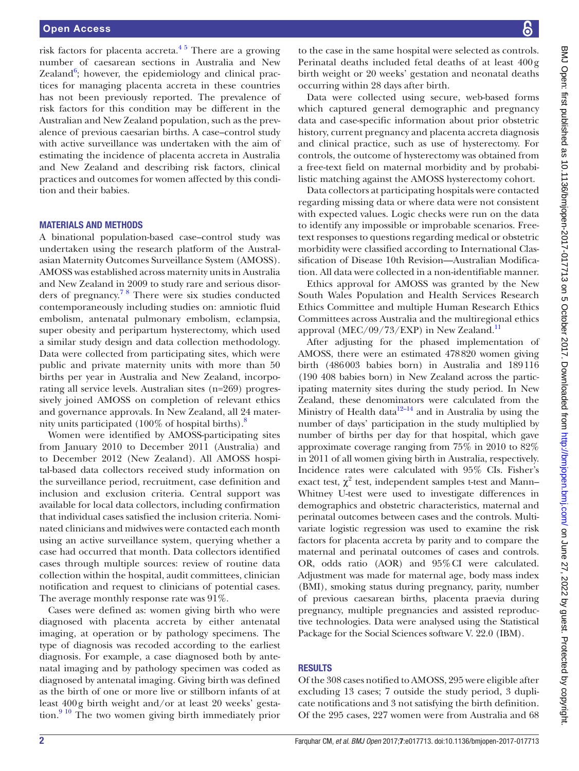risk factors for placenta accreta.[4 5] There are a growing number of caesarean sections in Australia and New Zealand[6]; however, the epidemiology and clinical practices for managing placenta accreta in these countries has not been previously reported. The prevalence of risk factors for this condition may be different in the Australian and New Zealand population, such as the prevalence of previous caesarian births. A case–control study with active surveillance was undertaken with the aim of estimating the incidence of placenta accreta in Australia and New Zealand and describing risk factors, clinical practices and outcomes for women affected by this condition and their babies.

## MATERIALS AND METHODS

A binational population-based case–control study was undertaken using the research platform of the Australasian Maternity Outcomes Surveillance System (AMOSS). AMOSS was established across maternity units in Australia and New Zealand in 2009 to study rare and serious disorders of pregnancy.[7 8] There were six studies conducted contemporaneously including studies on: amniotic fluid embolism, antenatal pulmonary embolism, eclampsia, super obesity and peripartum hysterectomy, which used a similar study design and data collection methodology. Data were collected from participating sites, which were public and private maternity units with more than 50 births per year in Australia and New Zealand, incorporating all service levels. Australian sites (n=269) progressively joined AMOSS on completion of relevant ethics and governance approvals. In New Zealand, all 24 maternity units participated (100% of hospital births).[8]

Women were identified by AMOSS-participating sites from January 2010 to December 2011 (Australia) and to December 2012 (New Zealand). All AMOSS hospital-based data collectors received study information on the surveillance period, recruitment, case definition and inclusion and exclusion criteria. Central support was available for local data collectors, including confirmation that individual cases satisfied the inclusion criteria. Nominated clinicians and midwives were contacted each month using an active surveillance system, querying whether a case had occurred that month. Data collectors identified cases through multiple sources: review of routine data collection within the hospital, audit committees, clinician notification and request to clinicians of potential cases. The average monthly response rate was 91%.

Cases were defined as: women giving birth who were diagnosed with placenta accreta by either antenatal imaging, at operation or by pathology specimens. The type of diagnosis was recoded according to the earliest diagnosis. For example, a case diagnosed both by antenatal imaging and by pathology specimen was coded as diagnosed by antenatal imaging. Giving birth was defined as the birth of one or more live or stillborn infants of at least 400 g birth weight and/or at least 20 weeks' gestation.[9 10] The two women giving birth immediately prior to the case in the same hospital were selected as controls. Perinatal deaths included fetal deaths of at least 400 g birth weight or 20 weeks' gestation and neonatal deaths occurring within 28 days after birth.

Data were collected using secure, web-based forms which captured general demographic and pregnancy data and case-specific information about prior obstetric history, current pregnancy and placenta accreta diagnosis and clinical practice, such as use of hysterectomy. For controls, the outcome of hysterectomy was obtained from a free-text field on maternal morbidity and by probabilistic matching against the AMOSS hysterectomy cohort.

Data collectors at participating hospitals were contacted regarding missing data or where data were not consistent with expected values. Logic checks were run on the data to identify any impossible or improbable scenarios. Free-text responses to questions regarding medical or obstetric morbidity were classified according to International Classification of Disease 10th Revision—Australian Modification. All data were collected in a non-identifiable manner.

Ethics approval for AMOSS was granted by the New South Wales Population and Health Services Research Ethics Committee and multiple Human Research Ethics Committees across Australia and the multiregional ethics approval (MEC/09/73/EXP) in New Zealand.[11]

After adjusting for the phased implementation of AMOSS, there were an estimated 478 820 women giving birth (486 003 babies born) in Australia and 189 116 (190 408 babies born) in New Zealand across the participating maternity sites during the study period. In New Zealand, these denominators were calculated from the Ministry of Health data[12–14] and in Australia by using the number of days' participation in the study multiplied by number of births per day for that hospital, which gave approximate coverage ranging from 75% in 2010 to 82% in 2011 of all women giving birth in Australia, respectively. Incidence rates were calculated with 95% CIs. Fisher's exact test, $\chi^2$ test, independent samples t-test and Mann–Whitney U-test were used to investigate differences in demographics and obstetric characteristics, maternal and perinatal outcomes between cases and the controls. Multivariate logistic regression was used to examine the risk factors for placenta accreta by parity and to compare the maternal and perinatal outcomes of cases and controls. OR, odds ratio (AOR) and 95% CI were calculated. Adjustment was made for maternal age, body mass index (BMI), smoking status during pregnancy, parity, number of previous caesarean births, placenta praevia during pregnancy, multiple pregnancies and assisted reproductive technologies. Data were analysed using the Statistical Package for the Social Sciences software V. 22.0 (IBM).

## RESULTS

Of the 308 cases notified to AMOSS, 295 were eligible after excluding 13 cases; 7 outside the study period, 3 duplicate notifications and 3 not satisfying the birth definition. Of the 295 cases, 227 women were from Australia and 68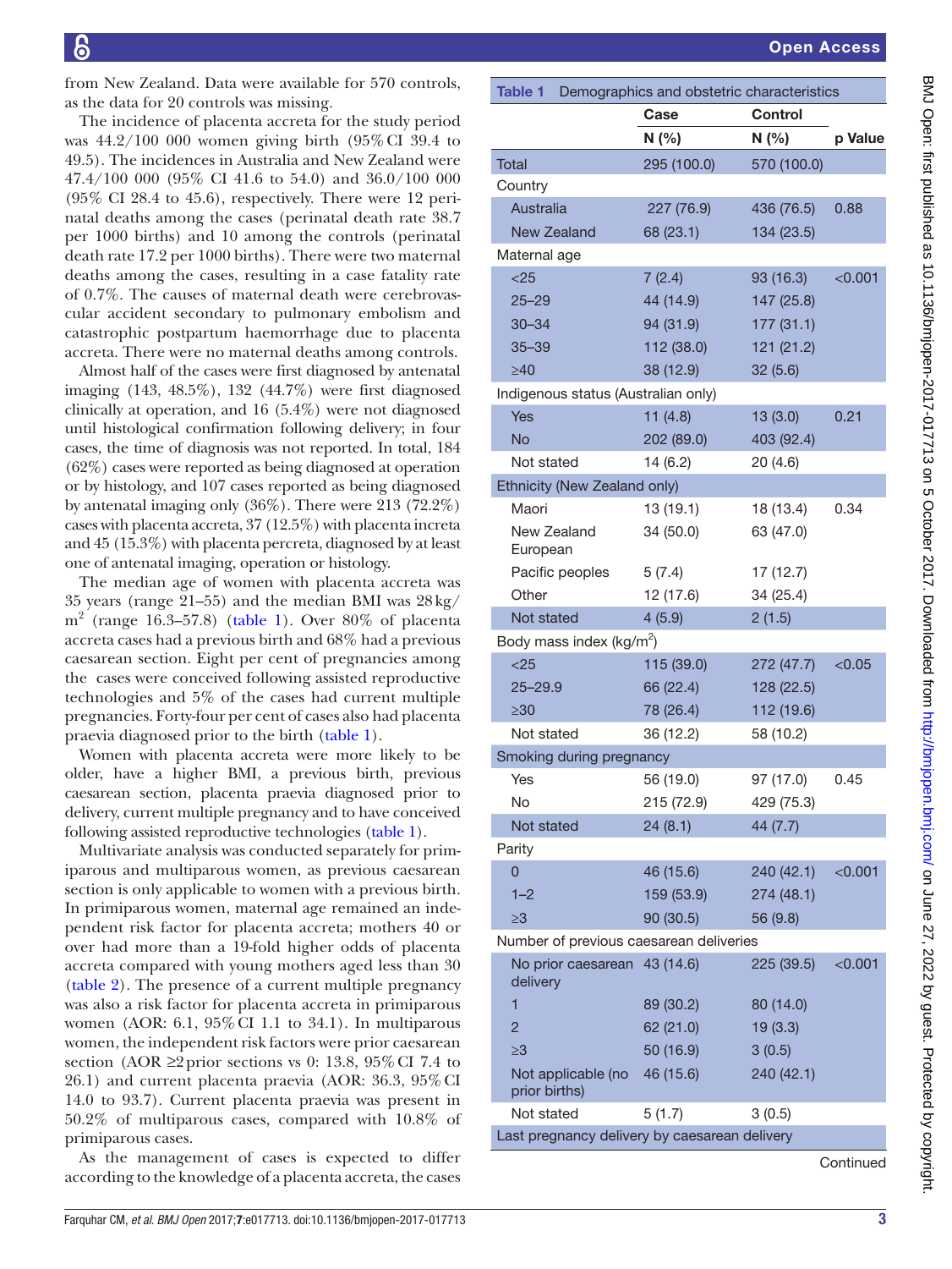from New Zealand. Data were available for 570 controls, as the data for 20 controls was missing.

The incidence of placenta accreta for the study period was 44.2/100 000 women giving birth (95% CI 39.4 to 49.5). The incidences in Australia and New Zealand were 47.4/100 000 (95% CI 41.6 to 54.0) and 36.0/100 000 (95% CI 28.4 to 45.6), respectively. There were 12 perinatal deaths among the cases (perinatal death rate 38.7 per 1000 births) and 10 among the controls (perinatal death rate 17.2 per 1000 births). There were two maternal deaths among the cases, resulting in a case fatality rate of 0.7%. The causes of maternal death were cerebrovascular accident secondary to pulmonary embolism and catastrophic postpartum haemorrhage due to placenta accreta. There were no maternal deaths among controls.

Almost half of the cases were first diagnosed by antenatal imaging (143, 48.5%), 132 (44.7%) were first diagnosed clinically at operation, and 16 (5.4%) were not diagnosed until histological confirmation following delivery; in four cases, the time of diagnosis was not reported. In total, 184 (62%) cases were reported as being diagnosed at operation or by histology, and 107 cases reported as being diagnosed by antenatal imaging only (36%). There were 213 (72.2%) cases with placenta accreta, 37 (12.5%) with placenta increta and 45 (15.3%) with placenta percreta, diagnosed by at least one of antenatal imaging, operation or histology.

The median age of women with placenta accreta was 35 years (range 21–55) and the median BMI was 28 kg/m$^2$ (range 16.3–57.8) (table 1). Over 80% of placenta accreta cases had a previous birth and 68% had a previous caesarean section. Eight per cent of pregnancies among the cases were conceived following assisted reproductive technologies and 5% of the cases had current multiple pregnancies. Forty-four per cent of cases also had placenta praevia diagnosed prior to the birth (table 1).

Women with placenta accreta were more likely to be older, have a higher BMI, a previous birth, previous caesarean section, placenta praevia diagnosed prior to delivery, current multiple pregnancy and to have conceived following assisted reproductive technologies (table 1).

Multivariate analysis was conducted separately for primiparous and multiparous women, as previous caesarean section is only applicable to women with a previous birth. In primiparous women, maternal age remained an independent risk factor for placenta accreta; mothers 40 or over had more than a 19-fold higher odds of placenta accreta compared with young mothers aged less than 30 (table 2). The presence of a current multiple pregnancy was also a risk factor for placenta accreta in primiparous women (AOR: 6.1, 95% CI 1.1 to 34.1). In multiparous women, the independent risk factors were prior caesarean section (AOR ≥2 prior sections vs 0: 13.8, 95% CI 7.4 to 26.1) and current placenta praevia (AOR: 36.3, 95% CI 14.0 to 93.7). Current placenta praevia was present in 50.2% of multiparous cases, compared with 10.8% of primiparous cases.

As the management of cases is expected to differ according to the knowledge of a placenta accreta, the cases

**Table 1** Demographics and obstetric characteristics

| | Case | Control | |
|---|---|---|---|
| | N (%) | N (%) | p Value |
| Total | 295 (100.0) | 570 (100.0) | |
| Country | | | |
| Australia | 227 (76.9) | 436 (76.5) | 0.88 |
| New Zealand | 68 (23.1) | 134 (23.5) | |
| Maternal age | | | |
| <25 | 7 (2.4) | 93 (16.3) | <0.001 |
| 25–29 | 44 (14.9) | 147 (25.8) | |
| 30–34 | 94 (31.9) | 177 (31.1) | |
| 35–39 | 112 (38.0) | 121 (21.2) | |
| ≥40 | 38 (12.9) | 32 (5.6) | |
| Indigenous status (Australian only) | | | |
| Yes | 11 (4.8) | 13 (3.0) | 0.21 |
| No | 202 (89.0) | 403 (92.4) | |
| Not stated | 14 (6.2) | 20 (4.6) | |
| Ethnicity (New Zealand only) | | | |
| Maori | 13 (19.1) | 18 (13.4) | 0.34 |
| New Zealand European | 34 (50.0) | 63 (47.0) | |
| Pacific peoples | 5 (7.4) | 17 (12.7) | |
| Other | 12 (17.6) | 34 (25.4) | |
| Not stated | 4 (5.9) | 2 (1.5) | |
| Body mass index (kg/m$^2$) | | | |
| <25 | 115 (39.0) | 272 (47.7) | <0.05 |
| 25–29.9 | 66 (22.4) | 128 (22.5) | |
| ≥30 | 78 (26.4) | 112 (19.6) | |
| Not stated | 36 (12.2) | 58 (10.2) | |
| Smoking during pregnancy | | | |
| Yes | 56 (19.0) | 97 (17.0) | 0.45 |
| No | 215 (72.9) | 429 (75.3) | |
| Not stated | 24 (8.1) | 44 (7.7) | |
| Parity | | | |
| 0 | 46 (15.6) | 240 (42.1) | <0.001 |
| 1–2 | 159 (53.9) | 274 (48.1) | |
| ≥3 | 90 (30.5) | 56 (9.8) | |
| Number of previous caesarean deliveries | | | |
| No prior caesarean delivery | 43 (14.6) | 225 (39.5) | <0.001 |
| 1 | 89 (30.2) | 80 (14.0) | |
| 2 | 62 (21.0) | 19 (3.3) | |
| ≥3 | 50 (16.9) | 3 (0.5) | |
| Not applicable (no prior births) | 46 (15.6) | 240 (42.1) | |
| Not stated | 5 (1.7) | 3 (0.5) | |
| Last pregnancy delivery by caesarean delivery | | | |

Continued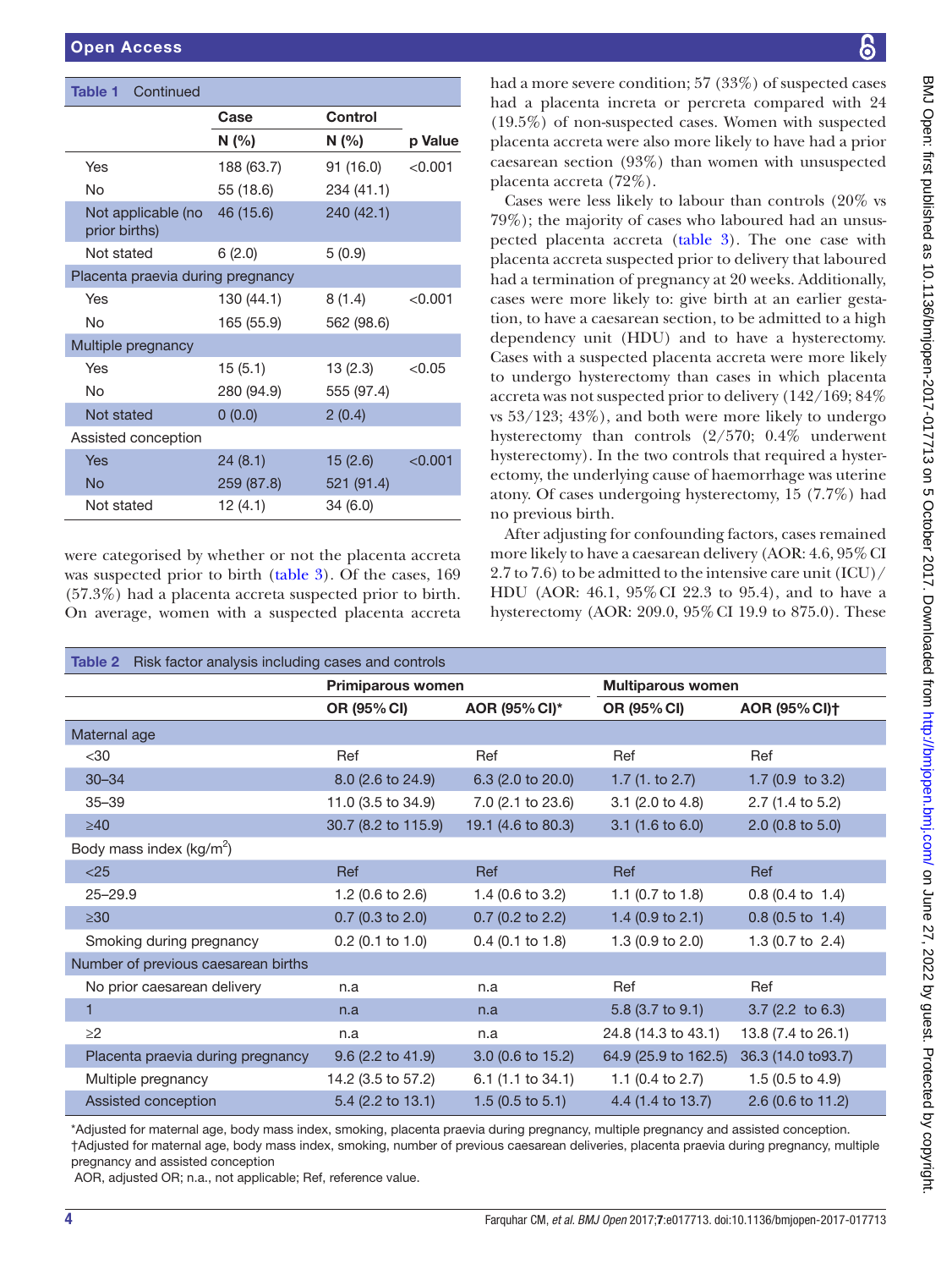**Table 1** Continued

| | Case | Control | |
|---|---|---|---|
| | N (%) | N (%) | p Value |
| Yes | 188 (63.7) | 91 (16.0) | <0.001 |
| No | 55 (18.6) | 234 (41.1) | |
| Not applicable (no prior births) | 46 (15.6) | 240 (42.1) | |
| Not stated | 6 (2.0) | 5 (0.9) | |
| Placenta praevia during pregnancy | | | |
| Yes | 130 (44.1) | 8 (1.4) | <0.001 |
| No | 165 (55.9) | 562 (98.6) | |
| Multiple pregnancy | | | |
| Yes | 15 (5.1) | 13 (2.3) | <0.05 |
| No | 280 (94.9) | 555 (97.4) | |
| Not stated | 0 (0.0) | 2 (0.4) | |
| Assisted conception | | | |
| Yes | 24 (8.1) | 15 (2.6) | <0.001 |
| No | 259 (87.8) | 521 (91.4) | |
| Not stated | 12 (4.1) | 34 (6.0) | |

were categorised by whether or not the placenta accreta was suspected prior to birth (table 3). Of the cases, 169 (57.3%) had a placenta accreta suspected prior to birth. On average, women with a suspected placenta accreta had a more severe condition; 57 (33%) of suspected cases had a placenta increta or percreta compared with 24 (19.5%) of non-suspected cases. Women with suspected placenta accreta were also more likely to have had a prior caesarean section (93%) than women with unsuspected placenta accreta (72%).

Cases were less likely to labour than controls (20% vs 79%); the majority of cases who laboured had an unsuspected placenta accreta (table 3). The one case with placenta accreta suspected prior to delivery that laboured had a termination of pregnancy at 20 weeks. Additionally, cases were more likely to: give birth at an earlier gestation, to have a caesarean section, to be admitted to a high dependency unit (HDU) and to have a hysterectomy. Cases with a suspected placenta accreta were more likely to undergo hysterectomy than cases in which placenta accreta was not suspected prior to delivery (142/169; 84% vs 53/123; 43%), and both were more likely to undergo hysterectomy than controls (2/570; 0.4% underwent hysterectomy). In the two controls that required a hysterectomy, the underlying cause of haemorrhage was uterine atony. Of cases undergoing hysterectomy, 15 (7.7%) had no previous birth.

After adjusting for confounding factors, cases remained more likely to have a caesarean delivery (AOR: 4.6, 95% CI 2.7 to 7.6) to be admitted to the intensive care unit (ICU)/HDU (AOR: 46.1, 95% CI 22.3 to 95.4), and to have a hysterectomy (AOR: 209.0, 95% CI 19.9 to 875.0). These

**Table 2** Risk factor analysis including cases and controls

| | Primiparous women | | Multiparous women | |
|---|---|---|---|---|
| | OR (95% CI) | AOR (95% CI)* | OR (95% CI) | AOR (95% CI)† |
| Maternal age | | | | |
| <30 | Ref | Ref | Ref | Ref |
| 30–34 | 8.0 (2.6 to 24.9) | 6.3 (2.0 to 20.0) | 1.7 (1. to 2.7) | 1.7 (0.9 to 3.2) |
| 35–39 | 11.0 (3.5 to 34.9) | 7.0 (2.1 to 23.6) | 3.1 (2.0 to 4.8) | 2.7 (1.4 to 5.2) |
| ≥40 | 30.7 (8.2 to 115.9) | 19.1 (4.6 to 80.3) | 3.1 (1.6 to 6.0) | 2.0 (0.8 to 5.0) |
| Body mass index (kg/m$^2$) | | | | |
| <25 | Ref | Ref | Ref | Ref |
| 25–29.9 | 1.2 (0.6 to 2.6) | 1.4 (0.6 to 3.2) | 1.1 (0.7 to 1.8) | 0.8 (0.4 to 1.4) |
| ≥30 | 0.7 (0.3 to 2.0) | 0.7 (0.2 to 2.2) | 1.4 (0.9 to 2.1) | 0.8 (0.5 to 1.4) |
| Smoking during pregnancy | 0.2 (0.1 to 1.0) | 0.4 (0.1 to 1.8) | 1.3 (0.9 to 2.0) | 1.3 (0.7 to 2.4) |
| Number of previous caesarean births | | | | |
| No prior caesarean delivery | n.a | n.a | Ref | Ref |
| 1 | n.a | n.a | 5.8 (3.7 to 9.1) | 3.7 (2.2 to 6.3) |
| ≥2 | n.a | n.a | 24.8 (14.3 to 43.1) | 13.8 (7.4 to 26.1) |
| Placenta praevia during pregnancy | 9.6 (2.2 to 41.9) | 3.0 (0.6 to 15.2) | 64.9 (25.9 to 162.5) | 36.3 (14.0 to93.7) |
| Multiple pregnancy | 14.2 (3.5 to 57.2) | 6.1 (1.1 to 34.1) | 1.1 (0.4 to 2.7) | 1.5 (0.5 to 4.9) |
| Assisted conception | 5.4 (2.2 to 13.1) | 1.5 (0.5 to 5.1) | 4.4 (1.4 to 13.7) | 2.6 (0.6 to 11.2) |

*Adjusted for maternal age, body mass index, smoking, placenta praevia during pregnancy, multiple pregnancy and assisted conception.
†Adjusted for maternal age, body mass index, smoking, number of previous caesarean deliveries, placenta praevia during pregnancy, multiple pregnancy and assisted conception
AOR, adjusted OR; n.a., not applicable; Ref, reference value.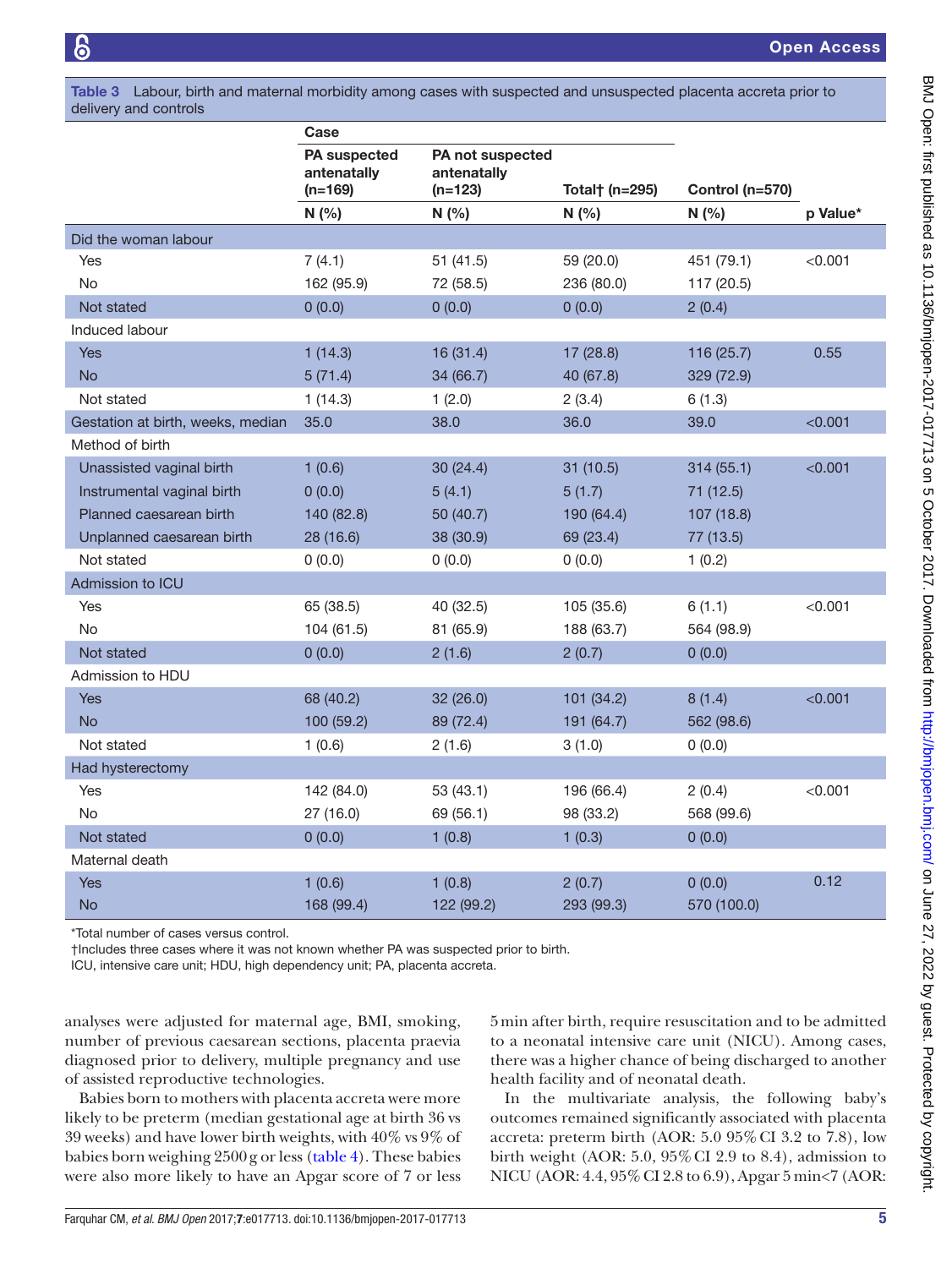**Table 3** Labour, birth and maternal morbidity among cases with suspected and unsuspected placenta accreta prior to delivery and controls

| | Case | | | | |
|---|---|---|---|---|---|
| | PA suspected antenatally (n=169) | PA not suspected antenatally (n=123) | Total† (n=295) | Control (n=570) | |
| | N (%) | N (%) | N (%) | N (%) | p Value* |
| **Did the woman labour** | | | | | |
| Yes | 7 (4.1) | 51 (41.5) | 59 (20.0) | 451 (79.1) | <0.001 |
| No | 162 (95.9) | 72 (58.5) | 236 (80.0) | 117 (20.5) | |
| Not stated | 0 (0.0) | 0 (0.0) | 0 (0.0) | 2 (0.4) | |
| **Induced labour** | | | | | |
| Yes | 1 (14.3) | 16 (31.4) | 17 (28.8) | 116 (25.7) | 0.55 |
| No | 5 (71.4) | 34 (66.7) | 40 (67.8) | 329 (72.9) | |
| Not stated | 1 (14.3) | 1 (2.0) | 2 (3.4) | 6 (1.3) | |
| **Gestation at birth, weeks, median** | 35.0 | 38.0 | 36.0 | 39.0 | <0.001 |
| **Method of birth** | | | | | |
| Unassisted vaginal birth | 1 (0.6) | 30 (24.4) | 31 (10.5) | 314 (55.1) | <0.001 |
| Instrumental vaginal birth | 0 (0.0) | 5 (4.1) | 5 (1.7) | 71 (12.5) | |
| Planned caesarean birth | 140 (82.8) | 50 (40.7) | 190 (64.4) | 107 (18.8) | |
| Unplanned caesarean birth | 28 (16.6) | 38 (30.9) | 69 (23.4) | 77 (13.5) | |
| Not stated | 0 (0.0) | 0 (0.0) | 0 (0.0) | 1 (0.2) | |
| **Admission to ICU** | | | | | |
| Yes | 65 (38.5) | 40 (32.5) | 105 (35.6) | 6 (1.1) | <0.001 |
| No | 104 (61.5) | 81 (65.9) | 188 (63.7) | 564 (98.9) | |
| Not stated | 0 (0.0) | 2 (1.6) | 2 (0.7) | 0 (0.0) | |
| **Admission to HDU** | | | | | |
| Yes | 68 (40.2) | 32 (26.0) | 101 (34.2) | 8 (1.4) | <0.001 |
| No | 100 (59.2) | 89 (72.4) | 191 (64.7) | 562 (98.6) | |
| Not stated | 1 (0.6) | 2 (1.6) | 3 (1.0) | 0 (0.0) | |
| **Had hysterectomy** | | | | | |
| Yes | 142 (84.0) | 53 (43.1) | 196 (66.4) | 2 (0.4) | <0.001 |
| No | 27 (16.0) | 69 (56.1) | 98 (33.2) | 568 (99.6) | |
| Not stated | 0 (0.0) | 1 (0.8) | 1 (0.3) | 0 (0.0) | |
| **Maternal death** | | | | | |
| Yes | 1 (0.6) | 1 (0.8) | 2 (0.7) | 0 (0.0) | 0.12 |
| No | 168 (99.4) | 122 (99.2) | 293 (99.3) | 570 (100.0) | |

*Total number of cases versus control.
†Includes three cases where it was not known whether PA was suspected prior to birth.
ICU, intensive care unit; HDU, high dependency unit; PA, placenta accreta.

analyses were adjusted for maternal age, BMI, smoking, number of previous caesarean sections, placenta praevia diagnosed prior to delivery, multiple pregnancy and use of assisted reproductive technologies.

Babies born to mothers with placenta accreta were more likely to be preterm (median gestational age at birth 36 vs 39 weeks) and have lower birth weights, with 40% vs 9% of babies born weighing 2500 g or less (table 4). These babies were also more likely to have an Apgar score of 7 or less 5 min after birth, require resuscitation and to be admitted to a neonatal intensive care unit (NICU). Among cases, there was a higher chance of being discharged to another health facility and of neonatal death.

In the multivariate analysis, the following baby's outcomes remained significantly associated with placenta accreta: preterm birth (AOR: 5.0 95% CI 3.2 to 7.8), low birth weight (AOR: 5.0, 95% CI 2.9 to 8.4), admission to NICU (AOR: 4.4, 95% CI 2.8 to 6.9), Apgar 5 min<7 (AOR: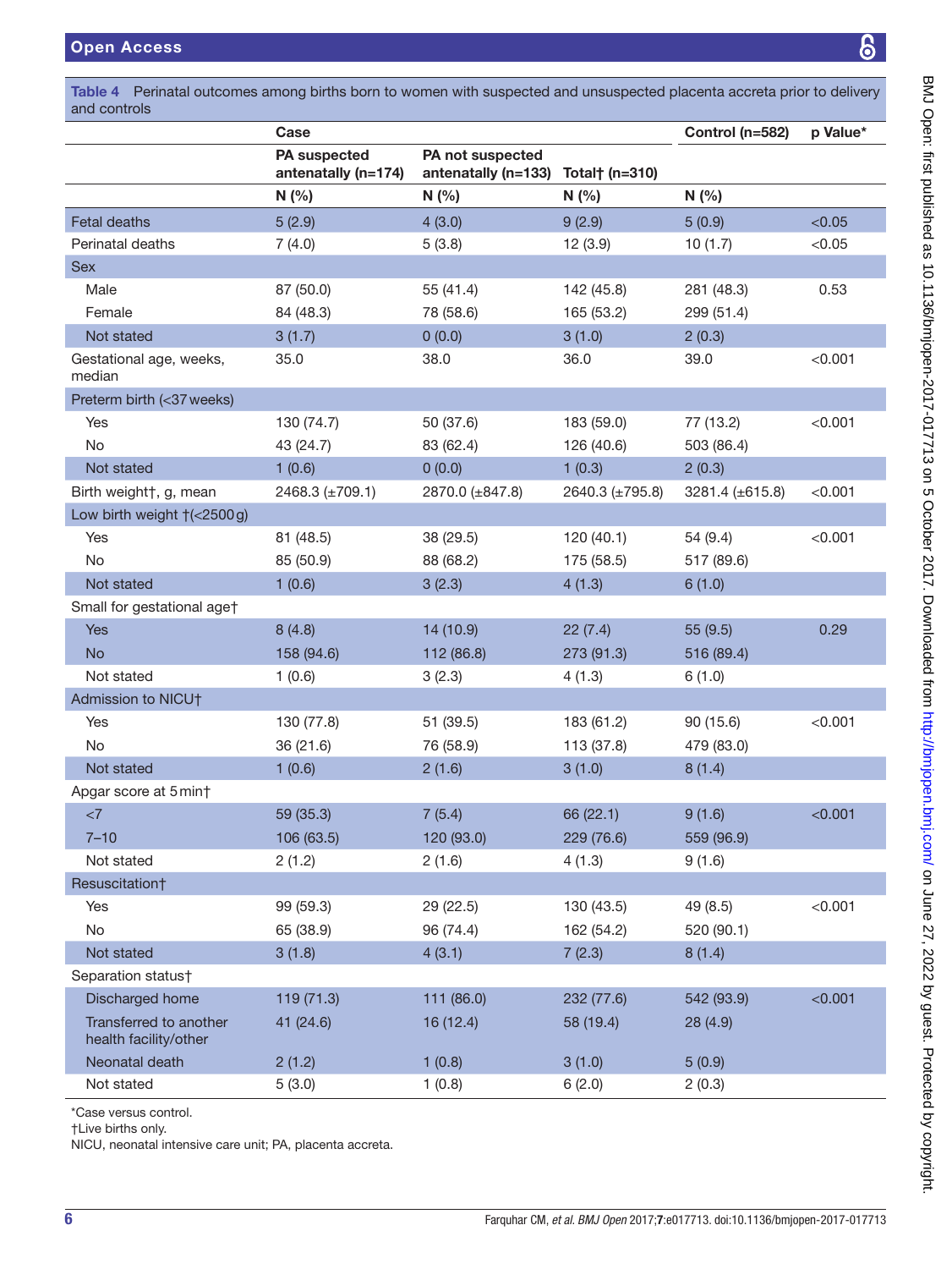**Table 4** Perinatal outcomes among births born to women with suspected and unsuspected placenta accreta prior to delivery and controls

| | Case | | | Control (n=582) | p Value* |
|---|---|---|---|---|---|
| | PA suspected antenatally (n=174) | PA not suspected antenatally (n=133) | Total† (n=310) | | |
| | N (%) | N (%) | N (%) | N (%) | |
| Fetal deaths | 5 (2.9) | 4 (3.0) | 9 (2.9) | 5 (0.9) | <0.05 |
| Perinatal deaths | 7 (4.0) | 5 (3.8) | 12 (3.9) | 10 (1.7) | <0.05 |
| Sex | | | | | |
| Male | 87 (50.0) | 55 (41.4) | 142 (45.8) | 281 (48.3) | 0.53 |
| Female | 84 (48.3) | 78 (58.6) | 165 (53.2) | 299 (51.4) | |
| Not stated | 3 (1.7) | 0 (0.0) | 3 (1.0) | 2 (0.3) | |
| Gestational age, weeks, median | 35.0 | 38.0 | 36.0 | 39.0 | <0.001 |
| Preterm birth (<37 weeks) | | | | | |
| Yes | 130 (74.7) | 50 (37.6) | 183 (59.0) | 77 (13.2) | <0.001 |
| No | 43 (24.7) | 83 (62.4) | 126 (40.6) | 503 (86.4) | |
| Not stated | 1 (0.6) | 0 (0.0) | 1 (0.3) | 2 (0.3) | |
| Birth weight†, g, mean | 2468.3 (±709.1) | 2870.0 (±847.8) | 2640.3 (±795.8) | 3281.4 (±615.8) | <0.001 |
| Low birth weight †(<2500 g) | | | | | |
| Yes | 81 (48.5) | 38 (29.5) | 120 (40.1) | 54 (9.4) | <0.001 |
| No | 85 (50.9) | 88 (68.2) | 175 (58.5) | 517 (89.6) | |
| Not stated | 1 (0.6) | 3 (2.3) | 4 (1.3) | 6 (1.0) | |
| Small for gestational age† | | | | | |
| Yes | 8 (4.8) | 14 (10.9) | 22 (7.4) | 55 (9.5) | 0.29 |
| No | 158 (94.6) | 112 (86.8) | 273 (91.3) | 516 (89.4) | |
| Not stated | 1 (0.6) | 3 (2.3) | 4 (1.3) | 6 (1.0) | |
| Admission to NICU† | | | | | |
| Yes | 130 (77.8) | 51 (39.5) | 183 (61.2) | 90 (15.6) | <0.001 |
| No | 36 (21.6) | 76 (58.9) | 113 (37.8) | 479 (83.0) | |
| Not stated | 1 (0.6) | 2 (1.6) | 3 (1.0) | 8 (1.4) | |
| Apgar score at 5 min† | | | | | |
| <7 | 59 (35.3) | 7 (5.4) | 66 (22.1) | 9 (1.6) | <0.001 |
| 7–10 | 106 (63.5) | 120 (93.0) | 229 (76.6) | 559 (96.9) | |
| Not stated | 2 (1.2) | 2 (1.6) | 4 (1.3) | 9 (1.6) | |
| Resuscitation† | | | | | |
| Yes | 99 (59.3) | 29 (22.5) | 130 (43.5) | 49 (8.5) | <0.001 |
| No | 65 (38.9) | 96 (74.4) | 162 (54.2) | 520 (90.1) | |
| Not stated | 3 (1.8) | 4 (3.1) | 7 (2.3) | 8 (1.4) | |
| Separation status† | | | | | |
| Discharged home | 119 (71.3) | 111 (86.0) | 232 (77.6) | 542 (93.9) | <0.001 |
| Transferred to another health facility/other | 41 (24.6) | 16 (12.4) | 58 (19.4) | 28 (4.9) | |
| Neonatal death | 2 (1.2) | 1 (0.8) | 3 (1.0) | 5 (0.9) | |
| Not stated | 5 (3.0) | 1 (0.8) | 6 (2.0) | 2 (0.3) | |

*Case versus control.
†Live births only.
NICU, neonatal intensive care unit; PA, placenta accreta.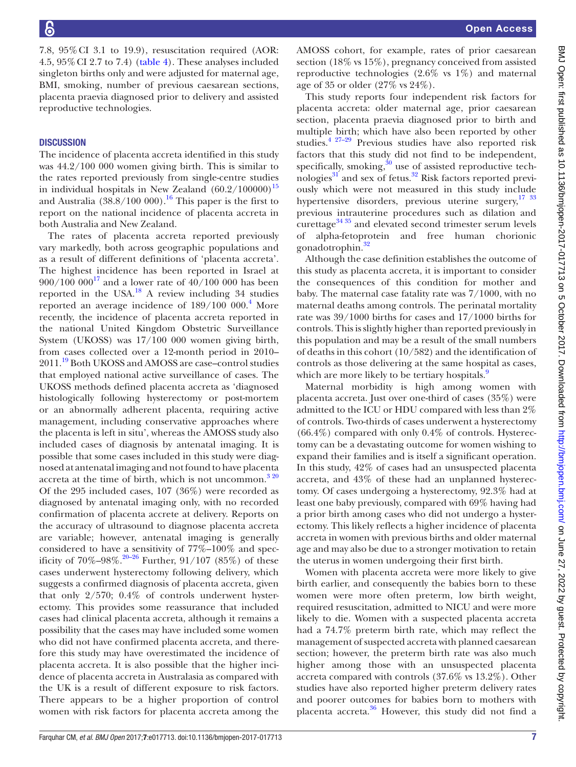7.8, 95% CI 3.1 to 19.9), resuscitation required (AOR: 4.5, 95% CI 2.7 to 7.4) (table 4). These analyses included singleton births only and were adjusted for maternal age, BMI, smoking, number of previous caesarean sections, placenta praevia diagnosed prior to delivery and assisted reproductive technologies.

## DISCUSSION

The incidence of placenta accreta identified in this study was 44.2/100 000 women giving birth. This is similar to the rates reported previously from single-centre studies in individual hospitals in New Zealand (60.2/100000)[15] and Australia (38.8/100 000).[16] This paper is the first to report on the national incidence of placenta accreta in both Australia and New Zealand.

The rates of placenta accreta reported previously vary markedly, both across geographic populations and as a result of different definitions of 'placenta accreta'. The highest incidence has been reported in Israel at 900/100 000[17] and a lower rate of 40/100 000 has been reported in the USA.[18] A review including 34 studies reported an average incidence of 189/100 000.[4] More recently, the incidence of placenta accreta reported in the national United Kingdom Obstetric Surveillance System (UKOSS) was 17/100 000 women giving birth, from cases collected over a 12-month period in 2010–2011.[19] Both UKOSS and AMOSS are case–control studies that employed national active surveillance of cases. The UKOSS methods defined placenta accreta as 'diagnosed histologically following hysterectomy or post-mortem or an abnormally adherent placenta, requiring active management, including conservative approaches where the placenta is left in situ', whereas the AMOSS study also included cases of diagnosis by antenatal imaging. It is possible that some cases included in this study were diagnosed at antenatal imaging and not found to have placenta accreta at the time of birth, which is not uncommon.[3 20] Of the 295 included cases, 107 (36%) were recorded as diagnosed by antenatal imaging only, with no recorded confirmation of placenta accrete at delivery. Reports on the accuracy of ultrasound to diagnose placenta accreta are variable; however, antenatal imaging is generally considered to have a sensitivity of 77%–100% and specificity of 70%–98%.[20–26] Further, 91/107 (85%) of these cases underwent hysterectomy following delivery, which suggests a confirmed diagnosis of placenta accreta, given that only 2/570; 0.4% of controls underwent hysterectomy. This provides some reassurance that included cases had clinical placenta accreta, although it remains a possibility that the cases may have included some women who did not have confirmed placenta accreta, and therefore this study may have overestimated the incidence of placenta accreta. It is also possible that the higher incidence of placenta accreta in Australasia as compared with the UK is a result of different exposure to risk factors. There appears to be a higher proportion of control women with risk factors for placenta accreta among the AMOSS cohort, for example, rates of prior caesarean section (18% vs 15%), pregnancy conceived from assisted reproductive technologies (2.6% vs 1%) and maternal age of 35 or older (27% vs 24%).

This study reports four independent risk factors for placenta accreta: older maternal age, prior caesarean section, placenta praevia diagnosed prior to birth and multiple birth; which have also been reported by other studies.[4 27–29] Previous studies have also reported risk factors that this study did not find to be independent, specifically, smoking,[30] use of assisted reproductive technologies[31] and sex of fetus.[32] Risk factors reported previously which were not measured in this study include hypertensive disorders, previous uterine surgery,[17 33] previous intrauterine procedures such as dilation and curettage[34 35] and elevated second trimester serum levels of alpha-fetoprotein and free human chorionic gonadotrophin.[32]

Although the case definition establishes the outcome of this study as placenta accreta, it is important to consider the consequences of this condition for mother and baby. The maternal case fatality rate was 7/1000, with no maternal deaths among controls. The perinatal mortality rate was 39/1000 births for cases and 17/1000 births for controls. This is slightly higher than reported previously in this population and may be a result of the small numbers of deaths in this cohort (10/582) and the identification of controls as those delivering at the same hospital as cases, which are more likely to be tertiary hospitals.[9]

Maternal morbidity is high among women with placenta accreta. Just over one-third of cases (35%) were admitted to the ICU or HDU compared with less than 2% of controls. Two-thirds of cases underwent a hysterectomy (66.4%) compared with only 0.4% of controls. Hysterectomy can be a devastating outcome for women wishing to expand their families and is itself a significant operation. In this study, 42% of cases had an unsuspected placenta accreta, and 43% of these had an unplanned hysterectomy. Of cases undergoing a hysterectomy, 92.3% had at least one baby previously, compared with 69% having had a prior birth among cases who did not undergo a hysterectomy. This likely reflects a higher incidence of placenta accreta in women with previous births and older maternal age and may also be due to a stronger motivation to retain the uterus in women undergoing their first birth.

Women with placenta accreta were more likely to give birth earlier, and consequently the babies born to these women were more often preterm, low birth weight, required resuscitation, admitted to NICU and were more likely to die. Women with a suspected placenta accreta had a 74.7% preterm birth rate, which may reflect the management of suspected accreta with planned caesarean section; however, the preterm birth rate was also much higher among those with an unsuspected placenta accreta compared with controls (37.6% vs 13.2%). Other studies have also reported higher preterm delivery rates and poorer outcomes for babies born to mothers with placenta accreta.[36] However, this study did not find a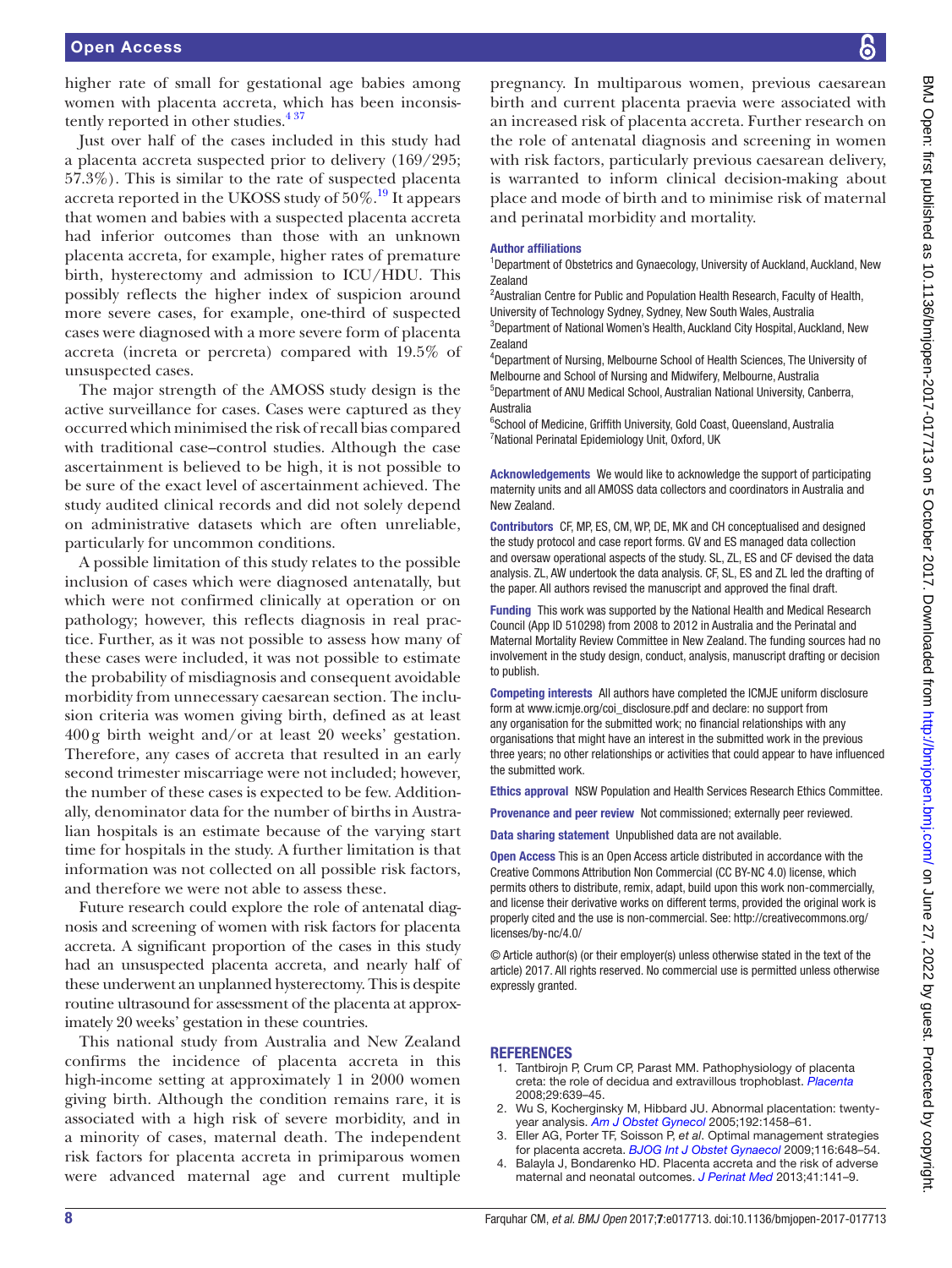higher rate of small for gestational age babies among women with placenta accreta, which has been inconsistently reported in other studies.[4 37]

Just over half of the cases included in this study had a placenta accreta suspected prior to delivery (169/295; 57.3%). This is similar to the rate of suspected placenta accreta reported in the UKOSS study of 50%.[19] It appears that women and babies with a suspected placenta accreta had inferior outcomes than those with an unknown placenta accreta, for example, higher rates of premature birth, hysterectomy and admission to ICU/HDU. This possibly reflects the higher index of suspicion around more severe cases, for example, one-third of suspected cases were diagnosed with a more severe form of placenta accreta (increta or percreta) compared with 19.5% of unsuspected cases.

The major strength of the AMOSS study design is the active surveillance for cases. Cases were captured as they occurred which minimised the risk of recall bias compared with traditional case–control studies. Although the case ascertainment is believed to be high, it is not possible to be sure of the exact level of ascertainment achieved. The study audited clinical records and did not solely depend on administrative datasets which are often unreliable, particularly for uncommon conditions.

A possible limitation of this study relates to the possible inclusion of cases which were diagnosed antenatally, but which were not confirmed clinically at operation or on pathology; however, this reflects diagnosis in real practice. Further, as it was not possible to assess how many of these cases were included, it was not possible to estimate the probability of misdiagnosis and consequent avoidable morbidity from unnecessary caesarean section. The inclusion criteria was women giving birth, defined as at least 400 g birth weight and/or at least 20 weeks' gestation. Therefore, any cases of accreta that resulted in an early second trimester miscarriage were not included; however, the number of these cases is expected to be few. Additionally, denominator data for the number of births in Australian hospitals is an estimate because of the varying start time for hospitals in the study. A further limitation is that information was not collected on all possible risk factors, and therefore we were not able to assess these.

Future research could explore the role of antenatal diagnosis and screening of women with risk factors for placenta accreta. A significant proportion of the cases in this study had an unsuspected placenta accreta, and nearly half of these underwent an unplanned hysterectomy. This is despite routine ultrasound for assessment of the placenta at approximately 20 weeks' gestation in these countries.

This national study from Australia and New Zealand confirms the incidence of placenta accreta in this high-income setting at approximately 1 in 2000 women giving birth. Although the condition remains rare, it is associated with a high risk of severe morbidity, and in a minority of cases, maternal death. The independent risk factors for placenta accreta in primiparous women were advanced maternal age and current multiple pregnancy. In multiparous women, previous caesarean birth and current placenta praevia were associated with an increased risk of placenta accreta. Further research on the role of antenatal diagnosis and screening in women with risk factors, particularly previous caesarean delivery, is warranted to inform clinical decision-making about place and mode of birth and to minimise risk of maternal and perinatal morbidity and mortality.

**Author affiliations**

[1]Department of Obstetrics and Gynaecology, University of Auckland, Auckland, New Zealand
[2]Australian Centre for Public and Population Health Research, Faculty of Health, University of Technology Sydney, Sydney, New South Wales, Australia
[3]Department of National Women's Health, Auckland City Hospital, Auckland, New Zealand
[4]Department of Nursing, Melbourne School of Health Sciences, The University of Melbourne and School of Nursing and Midwifery, Melbourne, Australia
[5]Department of ANU Medical School, Australian National University, Canberra, Australia
[6]School of Medicine, Griffith University, Gold Coast, Queensland, Australia
[7]National Perinatal Epidemiology Unit, Oxford, UK

**Acknowledgements** We would like to acknowledge the support of participating maternity units and all AMOSS data collectors and coordinators in Australia and New Zealand.

**Contributors** CF, MP, ES, CM, WP, DE, MK and CH conceptualised and designed the study protocol and case report forms. GV and ES managed data collection and oversaw operational aspects of the study. SL, ZL, ES and CF devised the data analysis. ZL, AW undertook the data analysis. CF, SL, ES and ZL led the drafting of the paper. All authors revised the manuscript and approved the final draft.

**Funding** This work was supported by the National Health and Medical Research Council (App ID 510298) from 2008 to 2012 in Australia and the Perinatal and Maternal Mortality Review Committee in New Zealand. The funding sources had no involvement in the study design, conduct, analysis, manuscript drafting or decision to publish.

**Competing interests** All authors have completed the ICMJE uniform disclosure form at www.icmje.org/coi_disclosure.pdf and declare: no support from any organisation for the submitted work; no financial relationships with any organisations that might have an interest in the submitted work in the previous three years; no other relationships or activities that could appear to have influenced the submitted work.

**Ethics approval** NSW Population and Health Services Research Ethics Committee.

**Provenance and peer review** Not commissioned; externally peer reviewed.

**Data sharing statement** Unpublished data are not available.

**Open Access** This is an Open Access article distributed in accordance with the Creative Commons Attribution Non Commercial (CC BY-NC 4.0) license, which permits others to distribute, remix, adapt, build upon this work non-commercially, and license their derivative works on different terms, provided the original work is properly cited and the use is non-commercial. See: http://creativecommons.org/licenses/by-nc/4.0/

© Article author(s) (or their employer(s) unless otherwise stated in the text of the article) 2017. All rights reserved. No commercial use is permitted unless otherwise expressly granted.

## REFERENCES

1. Tantbirojn P, Crum CP, Parast MM. Pathophysiology of placenta creta: the role of decidua and extravillous trophoblast. *Placenta* 2008;29:639–45.
2. Wu S, Kocherginsky M, Hibbard JU. Abnormal placentation: twenty-year analysis. *Am J Obstet Gynecol* 2005;192:1458–61.
3. Eller AG, Porter TF, Soisson P, *et al*. Optimal management strategies for placenta accreta. *BJOG Int J Obstet Gynaecol* 2009;116:648–54.
4. Balayla J, Bondarenko HD. Placenta accreta and the risk of adverse maternal and neonatal outcomes. *J Perinat Med* 2013;41:141–9.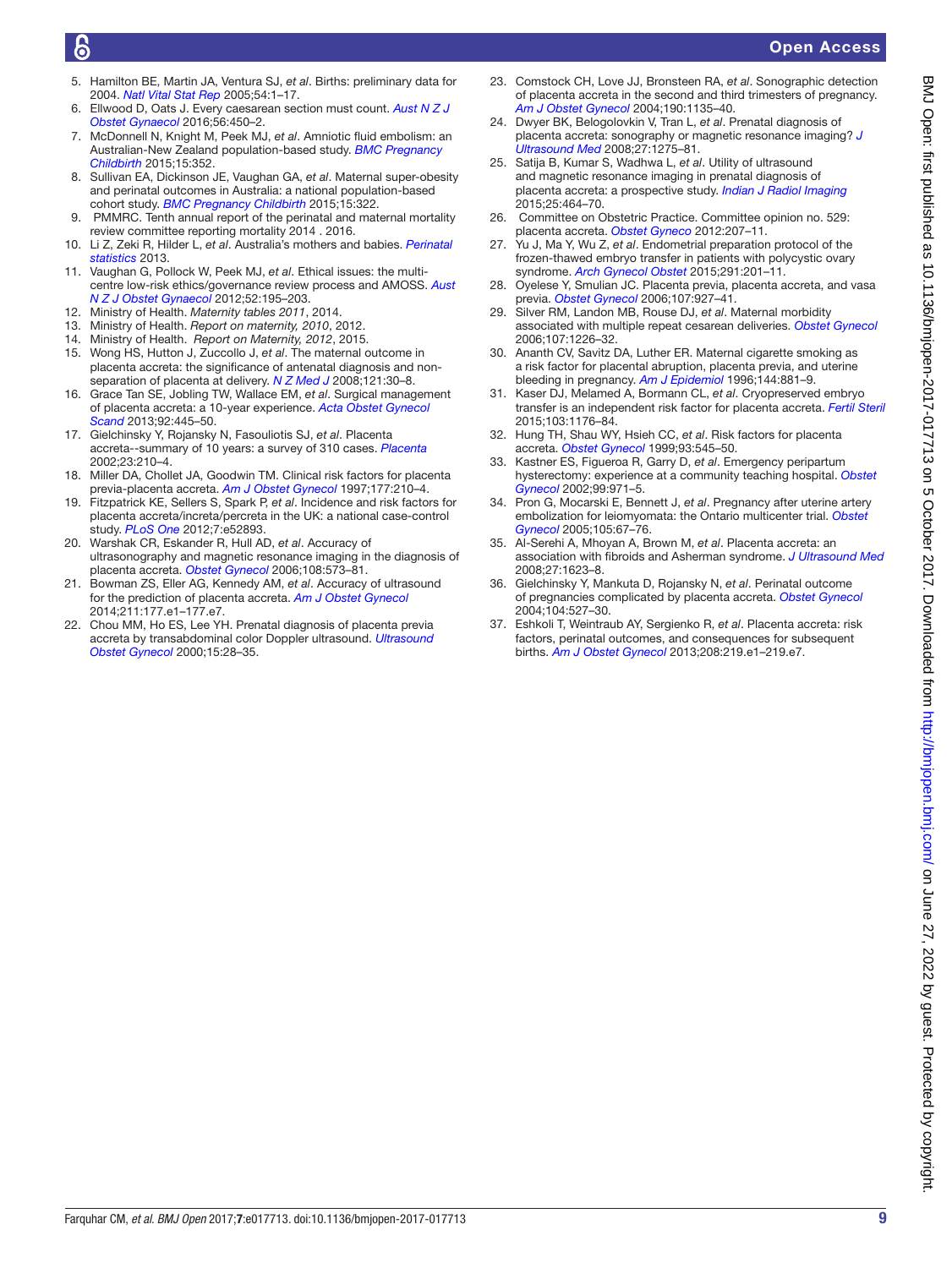5. Hamilton BE, Martin JA, Ventura SJ, *et al*. Births: preliminary data for 2004. *Natl Vital Stat Rep* 2005;54:1–17.
6. Ellwood D, Oats J. Every caesarean section must count. *Aust N Z J Obstet Gynaecol* 2016;56:450–2.
7. McDonnell N, Knight M, Peek MJ, *et al*. Amniotic fluid embolism: an Australian-New Zealand population-based study. *BMC Pregnancy Childbirth* 2015;15:352.
8. Sullivan EA, Dickinson JE, Vaughan GA, *et al*. Maternal super-obesity and perinatal outcomes in Australia: a national population-based cohort study. *BMC Pregnancy Childbirth* 2015;15:322.
9. PMMRC. Tenth annual report of the perinatal and maternal mortality review committee reporting mortality 2014 . 2016.
10. Li Z, Zeki R, Hilder L, *et al*. Australia's mothers and babies. *Perinatal statistics* 2013.
11. Vaughan G, Pollock W, Peek MJ, *et al*. Ethical issues: the multi-centre low-risk ethics/governance review process and AMOSS. *Aust N Z J Obstet Gynaecol* 2012;52:195–203.
12. Ministry of Health. *Maternity tables 2011*, 2014.
13. Ministry of Health. *Report on maternity, 2010*, 2012.
14. Ministry of Health. *Report on Maternity, 2012*, 2015.
15. Wong HS, Hutton J, Zuccollo J, *et al*. The maternal outcome in placenta accreta: the significance of antenatal diagnosis and non-separation of placenta at delivery. *N Z Med J* 2008;121:30–8.
16. Grace Tan SE, Jobling TW, Wallace EM, *et al*. Surgical management of placenta accreta: a 10-year experience. *Acta Obstet Gynecol Scand* 2013;92:445–50.
17. Gielchinsky Y, Rojansky N, Fasouliotis SJ, *et al*. Placenta accreta--summary of 10 years: a survey of 310 cases. *Placenta* 2002;23:210–4.
18. Miller DA, Chollet JA, Goodwin TM. Clinical risk factors for placenta previa-placenta accreta. *Am J Obstet Gynecol* 1997;177:210–4.
19. Fitzpatrick KE, Sellers S, Spark P, *et al*. Incidence and risk factors for placenta accreta/increta/percreta in the UK: a national case-control study. *PLoS One* 2012;7:e52893.
20. Warshak CR, Eskander R, Hull AD, *et al*. Accuracy of ultrasonography and magnetic resonance imaging in the diagnosis of placenta accreta. *Obstet Gynecol* 2006;108:573–81.
21. Bowman ZS, Eller AG, Kennedy AM, *et al*. Accuracy of ultrasound for the prediction of placenta accreta. *Am J Obstet Gynecol* 2014;211:177.e1–177.e7.
22. Chou MM, Ho ES, Lee YH. Prenatal diagnosis of placenta previa accreta by transabdominal color Doppler ultrasound. *Ultrasound Obstet Gynecol* 2000;15:28–35.
23. Comstock CH, Love JJ, Bronsteen RA, *et al*. Sonographic detection of placenta accreta in the second and third trimesters of pregnancy. *Am J Obstet Gynecol* 2004;190:1135–40.
24. Dwyer BK, Belogolovkin V, Tran L, *et al*. Prenatal diagnosis of placenta accreta: sonography or magnetic resonance imaging? *J Ultrasound Med* 2008;27:1275–81.
25. Satija B, Kumar S, Wadhwa L, *et al*. Utility of ultrasound and magnetic resonance imaging in prenatal diagnosis of placenta accreta: a prospective study. *Indian J Radiol Imaging* 2015;25:464–70.
26. Committee on Obstetric Practice. Committee opinion no. 529: placenta accreta. *Obstet Gyneco* 2012:207–11.
27. Yu J, Ma Y, Wu Z, *et al*. Endometrial preparation protocol of the frozen-thawed embryo transfer in patients with polycystic ovary syndrome. *Arch Gynecol Obstet* 2015;291:201–11.
28. Oyelese Y, Smulian JC. Placenta previa, placenta accreta, and vasa previa. *Obstet Gynecol* 2006;107:927–41.
29. Silver RM, Landon MB, Rouse DJ, *et al*. Maternal morbidity associated with multiple repeat cesarean deliveries. *Obstet Gynecol* 2006;107:1226–32.
30. Ananth CV, Savitz DA, Luther ER. Maternal cigarette smoking as a risk factor for placental abruption, placenta previa, and uterine bleeding in pregnancy. *Am J Epidemiol* 1996;144:881–9.
31. Kaser DJ, Melamed A, Bormann CL, *et al*. Cryopreserved embryo transfer is an independent risk factor for placenta accreta. *Fertil Steril* 2015;103:1176–84.
32. Hung TH, Shau WY, Hsieh CC, *et al*. Risk factors for placenta accreta. *Obstet Gynecol* 1999;93:545–50.
33. Kastner ES, Figueroa R, Garry D, *et al*. Emergency peripartum hysterectomy: experience at a community teaching hospital. *Obstet Gynecol* 2002;99:971–5.
34. Pron G, Mocarski E, Bennett J, *et al*. Pregnancy after uterine artery embolization for leiomyomata: the Ontario multicenter trial. *Obstet Gynecol* 2005;105:67–76.
35. Al-Serehi A, Mhoyan A, Brown M, *et al*. Placenta accreta: an association with fibroids and Asherman syndrome. *J Ultrasound Med* 2008;27:1623–8.
36. Gielchinsky Y, Mankuta D, Rojansky N, *et al*. Perinatal outcome of pregnancies complicated by placenta accreta. *Obstet Gynecol* 2004;104:527–30.
37. Eshkoli T, Weintraub AY, Sergienko R, *et al*. Placenta accreta: risk factors, perinatal outcomes, and consequences for subsequent births. *Am J Obstet Gynecol* 2013;208:219.e1–219.e7.